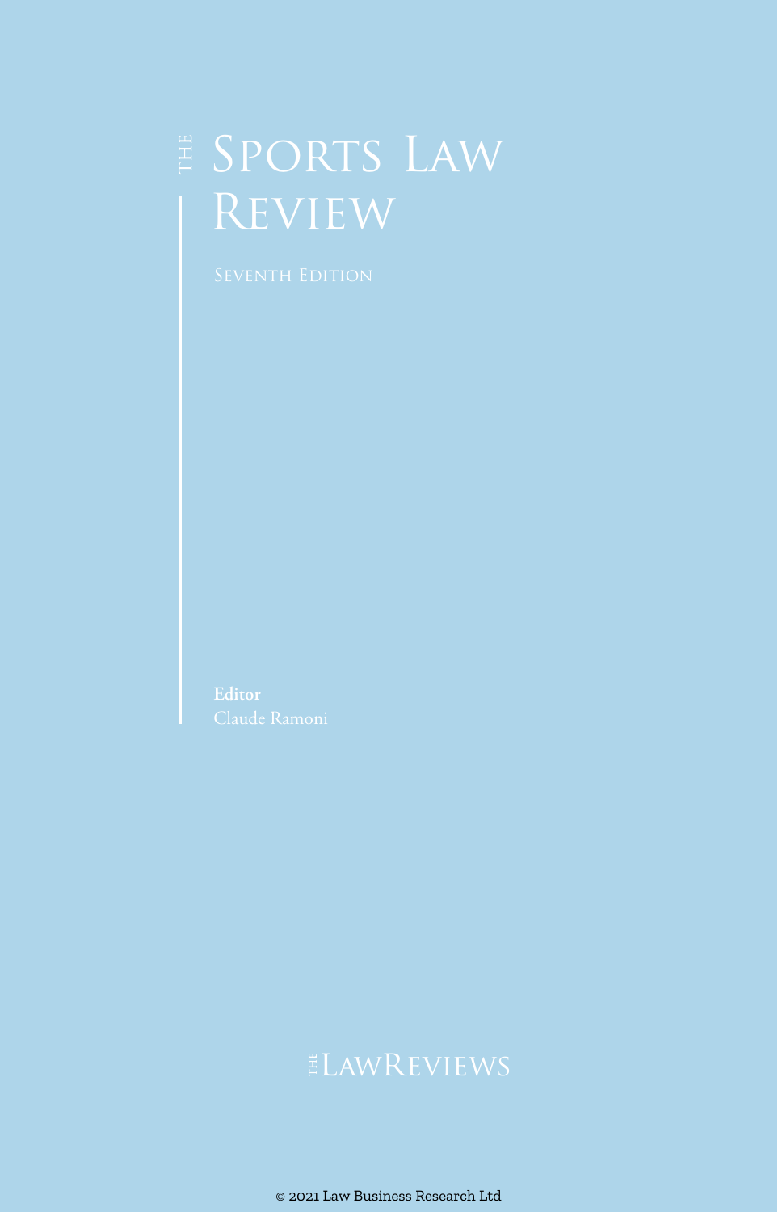# THE SPORTS LAW REVIEW

SEVENTH EDITION

**Editor**
Claude Ramoni

THE LAWREVIEWS

© 2021 Law Business Research Ltd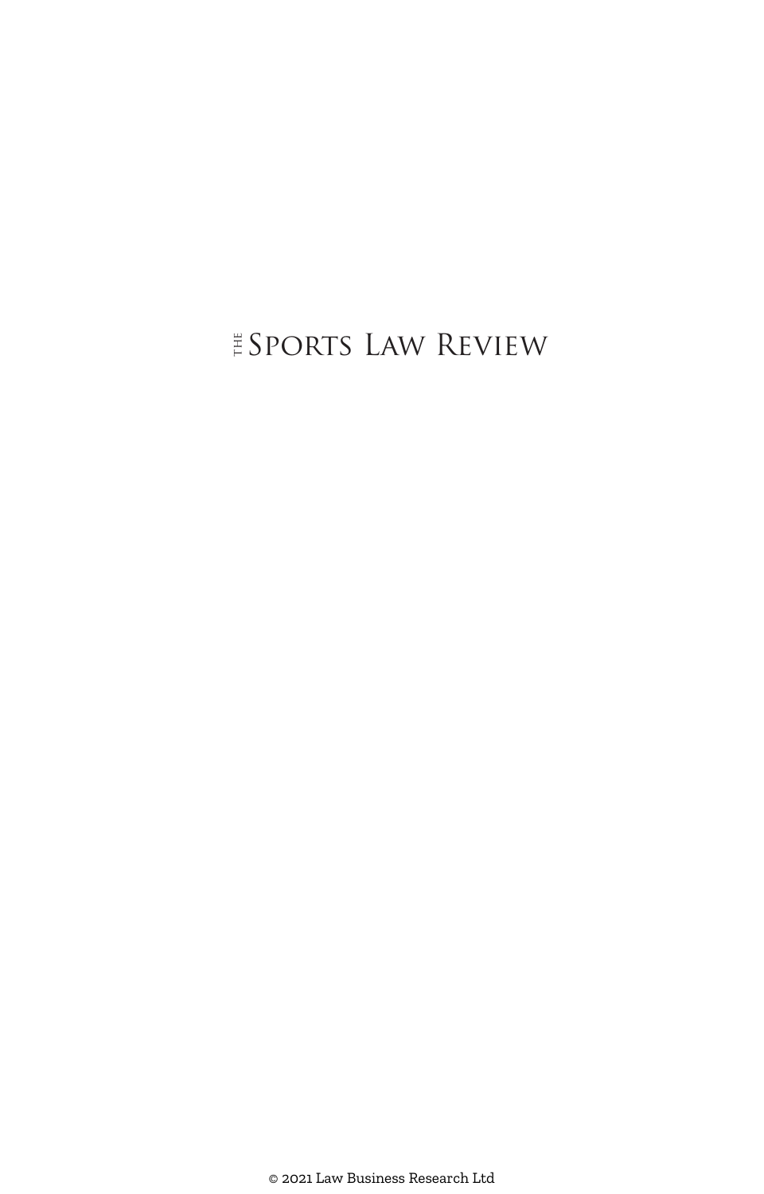# THE SPORTS LAW REVIEW

© 2021 Law Business Research Ltd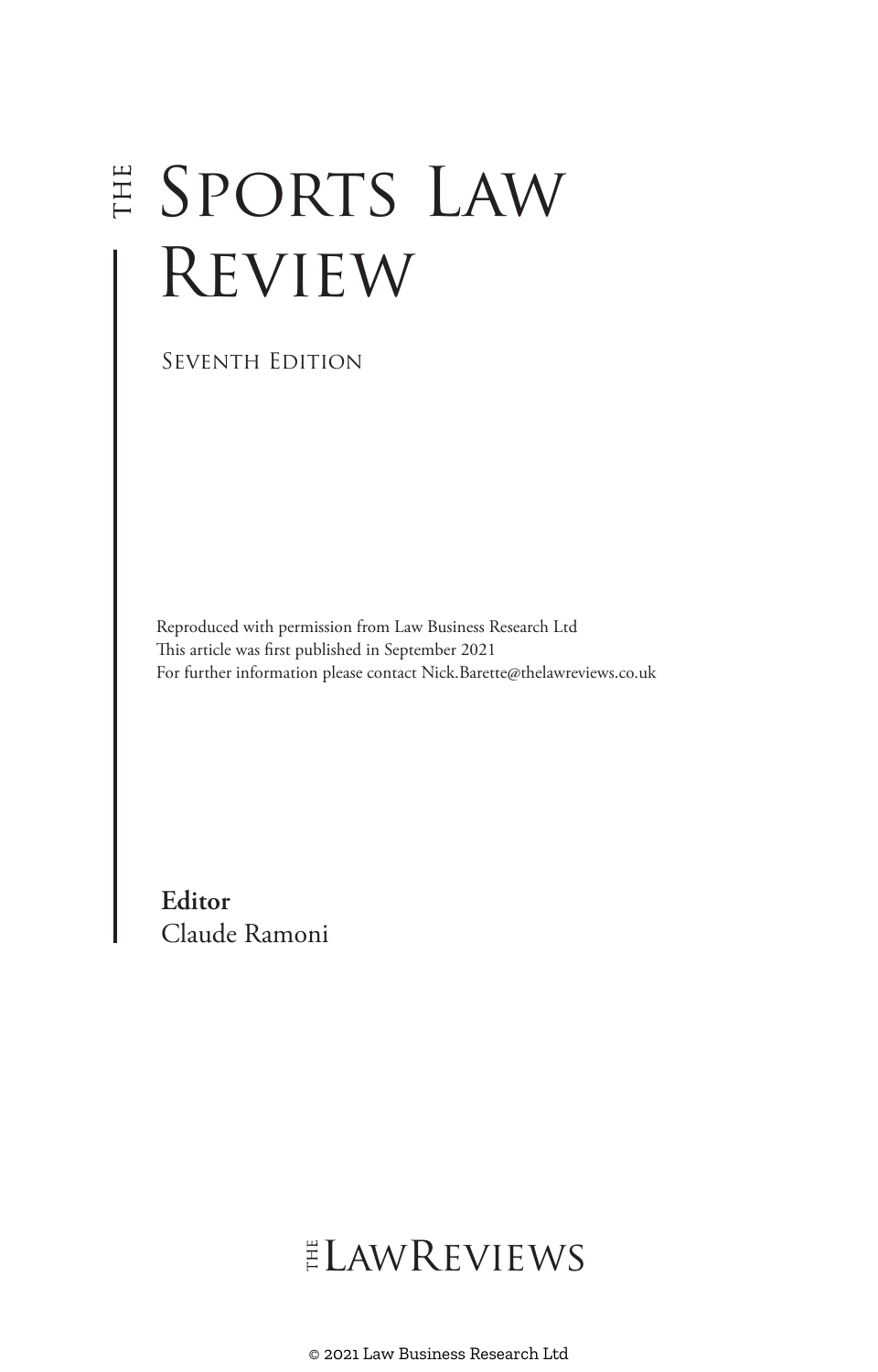# THE SPORTS LAW REVIEW

SEVENTH EDITION

Reproduced with permission from Law Business Research Ltd
This article was first published in September 2021
For further information please contact Nick.Barette@thelawreviews.co.uk

**Editor**
Claude Ramoni

THE LAWREVIEWS

© 2021 Law Business Research Ltd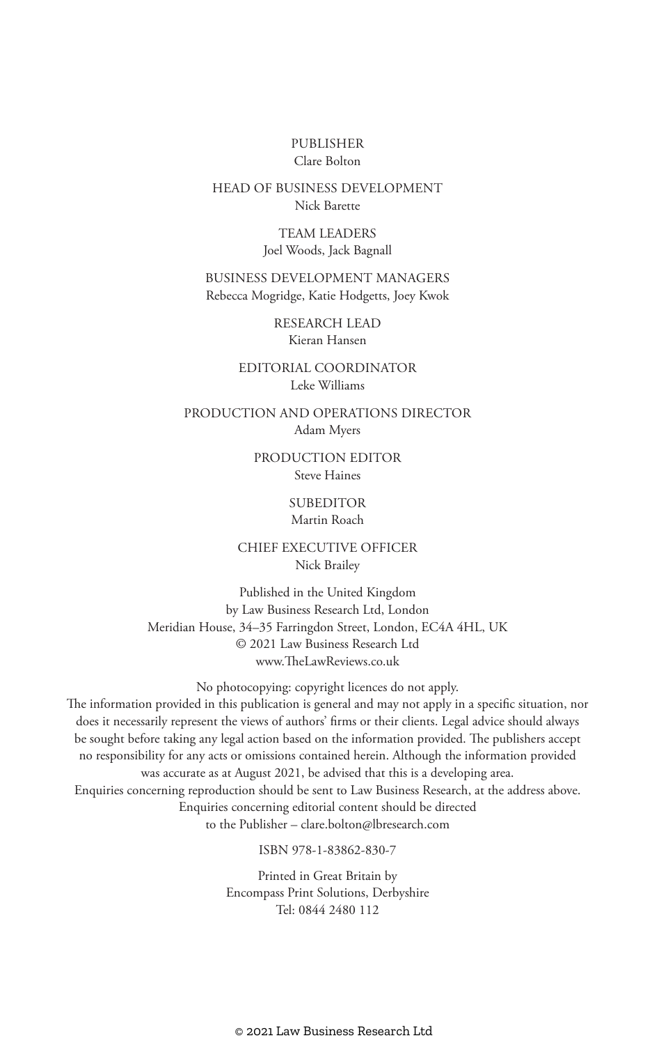PUBLISHER
Clare Bolton

HEAD OF BUSINESS DEVELOPMENT
Nick Barette

TEAM LEADERS
Joel Woods, Jack Bagnall

BUSINESS DEVELOPMENT MANAGERS
Rebecca Mogridge, Katie Hodgetts, Joey Kwok

RESEARCH LEAD
Kieran Hansen

EDITORIAL COORDINATOR
Leke Williams

PRODUCTION AND OPERATIONS DIRECTOR
Adam Myers

PRODUCTION EDITOR
Steve Haines

SUBEDITOR
Martin Roach

CHIEF EXECUTIVE OFFICER
Nick Brailey

Published in the United Kingdom
by Law Business Research Ltd, London
Meridian House, 34–35 Farringdon Street, London, EC4A 4HL, UK
© 2021 Law Business Research Ltd
www.TheLawReviews.co.uk

No photocopying: copyright licences do not apply.
The information provided in this publication is general and may not apply in a specific situation, nor does it necessarily represent the views of authors' firms or their clients. Legal advice should always be sought before taking any legal action based on the information provided. The publishers accept no responsibility for any acts or omissions contained herein. Although the information provided was accurate as at August 2021, be advised that this is a developing area.
Enquiries concerning reproduction should be sent to Law Business Research, at the address above.
Enquiries concerning editorial content should be directed
to the Publisher – clare.bolton@lbresearch.com

ISBN 978-1-83862-830-7

Printed in Great Britain by
Encompass Print Solutions, Derbyshire
Tel: 0844 2480 112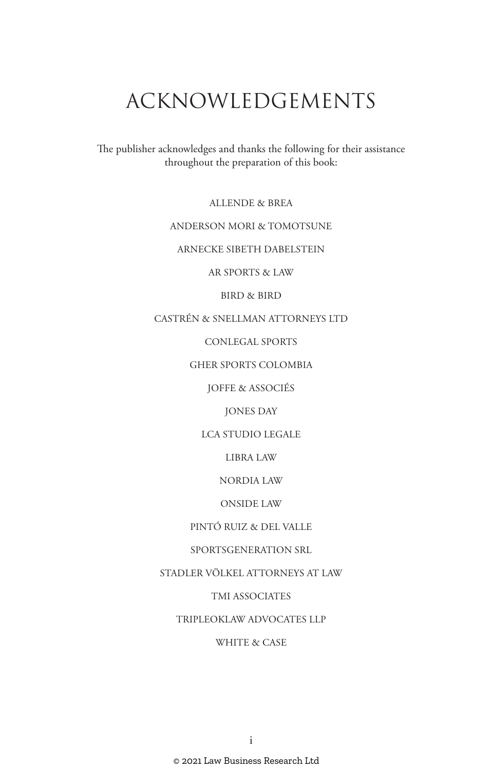# ACKNOWLEDGEMENTS

The publisher acknowledges and thanks the following for their assistance throughout the preparation of this book:

ALLENDE & BREA

ANDERSON MORI & TOMOTSUNE

ARNECKE SIBETH DABELSTEIN

AR SPORTS & LAW

BIRD & BIRD

CASTRÉN & SNELLMAN ATTORNEYS LTD

CONLEGAL SPORTS

GHER SPORTS COLOMBIA

JOFFE & ASSOCIÉS

JONES DAY

LCA STUDIO LEGALE

LIBRA LAW

NORDIA LAW

ONSIDE LAW

PINTÓ RUIZ & DEL VALLE

SPORTSGENERATION SRL

STADLER VÖLKEL ATTORNEYS AT LAW

TMI ASSOCIATES

TRIPLEOKLAW ADVOCATES LLP

WHITE & CASE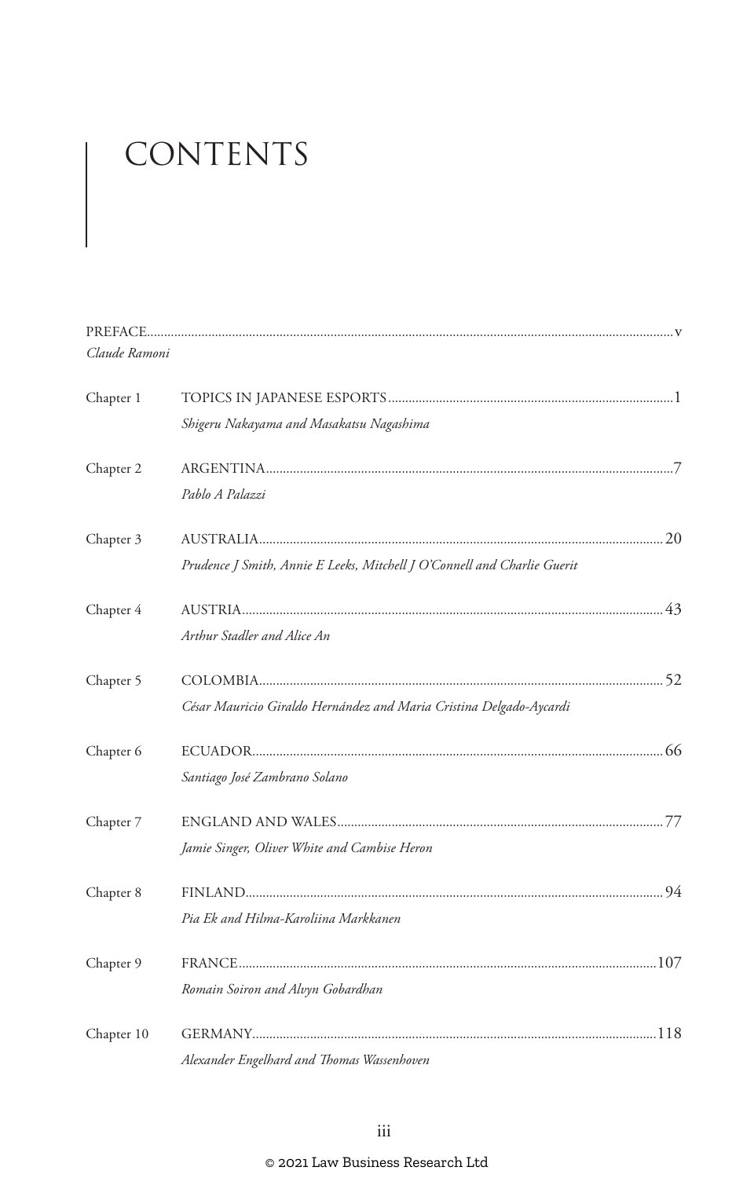# CONTENTS

PREFACE..................................................................................................................... v
*Claude Ramoni*

Chapter 1 TOPICS IN JAPANESE ESPORTS.................................................................... 1
*Shigeru Nakayama and Masakatsu Nagashima*

Chapter 2 ARGENTINA...................................................................................................... 7
*Pablo A Palazzi*

Chapter 3 AUSTRALIA...................................................................................................... 20
*Prudence J Smith, Annie E Leeks, Mitchell J O'Connell and Charlie Guerit*

Chapter 4 AUSTRIA.......................................................................................................... 43
*Arthur Stadler and Alice An*

Chapter 5 COLOMBIA...................................................................................................... 52
*César Mauricio Giraldo Hernández and Maria Cristina Delgado-Aycardi*

Chapter 6 ECUADOR........................................................................................................ 66
*Santiago José Zambrano Solano*

Chapter 7 ENGLAND AND WALES................................................................................. 77
*Jamie Singer, Oliver White and Cambise Heron*

Chapter 8 FINLAND.......................................................................................................... 94
*Pia Ek and Hilma-Karoliina Markkanen*

Chapter 9 FRANCE........................................................................................................... 107
*Romain Soiron and Alvyn Gobardhan*

Chapter 10 GERMANY..................................................................................................... 118
*Alexander Engelhard and Thomas Wassenhoven*

© 2021 Law Business Research Ltd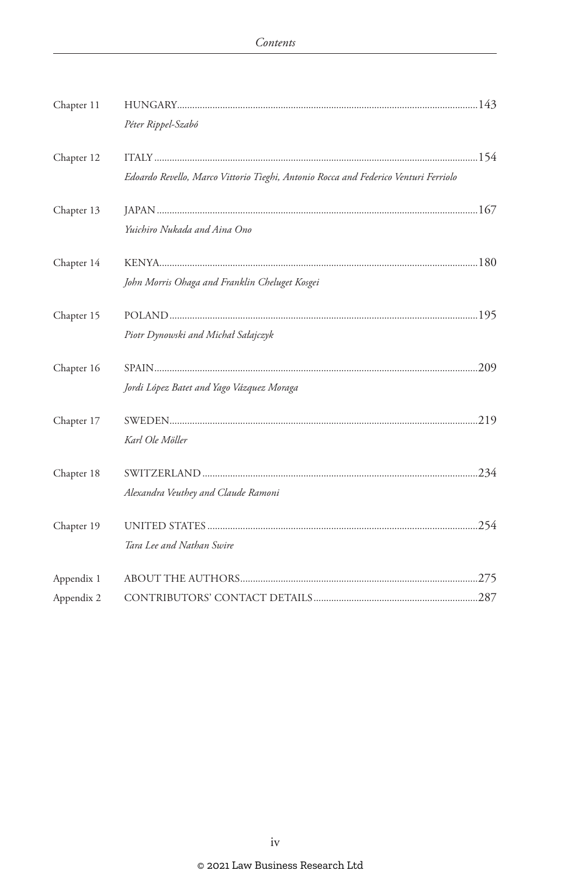| | | |
|---|---|---|
| Chapter 11 | HUNGARY<br>*Péter Rippel-Szabó* | 143 |
| Chapter 12 | ITALY<br>*Edoardo Revello, Marco Vittorio Tieghi, Antonio Rocca and Federico Venturi Ferriolo* | 154 |
| Chapter 13 | JAPAN<br>*Yuichiro Nukada and Aina Ono* | 167 |
| Chapter 14 | KENYA<br>*John Morris Ohaga and Franklin Cheluget Kosgei* | 180 |
| Chapter 15 | POLAND<br>*Piotr Dynowski and Michał Sałajczyk* | 195 |
| Chapter 16 | SPAIN<br>*Jordi López Batet and Yago Vázquez Moraga* | 209 |
| Chapter 17 | SWEDEN<br>*Karl Ole Möller* | 219 |
| Chapter 18 | SWITZERLAND<br>*Alexandra Veuthey and Claude Ramoni* | 234 |
| Chapter 19 | UNITED STATES<br>*Tara Lee and Nathan Swire* | 254 |
| Appendix 1 | ABOUT THE AUTHORS | 275 |
| Appendix 2 | CONTRIBUTORS' CONTACT DETAILS | 287 |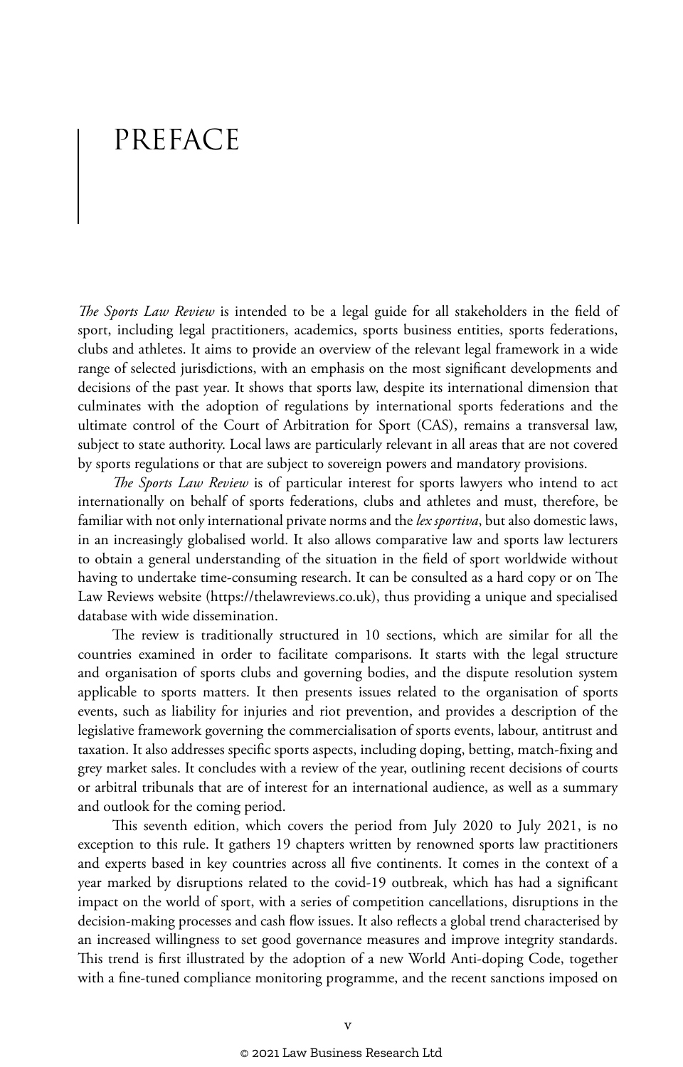# PREFACE

*The Sports Law Review* is intended to be a legal guide for all stakeholders in the field of sport, including legal practitioners, academics, sports business entities, sports federations, clubs and athletes. It aims to provide an overview of the relevant legal framework in a wide range of selected jurisdictions, with an emphasis on the most significant developments and decisions of the past year. It shows that sports law, despite its international dimension that culminates with the adoption of regulations by international sports federations and the ultimate control of the Court of Arbitration for Sport (CAS), remains a transversal law, subject to state authority. Local laws are particularly relevant in all areas that are not covered by sports regulations or that are subject to sovereign powers and mandatory provisions.

*The Sports Law Review* is of particular interest for sports lawyers who intend to act internationally on behalf of sports federations, clubs and athletes and must, therefore, be familiar with not only international private norms and the *lex sportiva*, but also domestic laws, in an increasingly globalised world. It also allows comparative law and sports law lecturers to obtain a general understanding of the situation in the field of sport worldwide without having to undertake time-consuming research. It can be consulted as a hard copy or on The Law Reviews website (https://thelawreviews.co.uk), thus providing a unique and specialised database with wide dissemination.

The review is traditionally structured in 10 sections, which are similar for all the countries examined in order to facilitate comparisons. It starts with the legal structure and organisation of sports clubs and governing bodies, and the dispute resolution system applicable to sports matters. It then presents issues related to the organisation of sports events, such as liability for injuries and riot prevention, and provides a description of the legislative framework governing the commercialisation of sports events, labour, antitrust and taxation. It also addresses specific sports aspects, including doping, betting, match-fixing and grey market sales. It concludes with a review of the year, outlining recent decisions of courts or arbitral tribunals that are of interest for an international audience, as well as a summary and outlook for the coming period.

This seventh edition, which covers the period from July 2020 to July 2021, is no exception to this rule. It gathers 19 chapters written by renowned sports law practitioners and experts based in key countries across all five continents. It comes in the context of a year marked by disruptions related to the covid-19 outbreak, which has had a significant impact on the world of sport, with a series of competition cancellations, disruptions in the decision-making processes and cash flow issues. It also reflects a global trend characterised by an increased willingness to set good governance measures and improve integrity standards. This trend is first illustrated by the adoption of a new World Anti-doping Code, together with a fine-tuned compliance monitoring programme, and the recent sanctions imposed on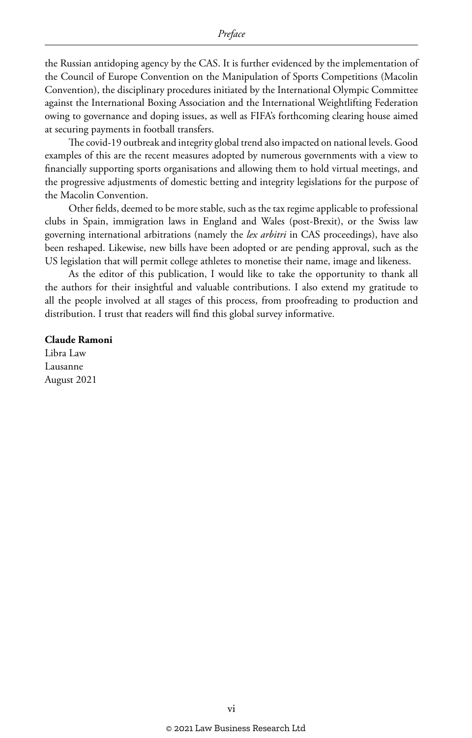the Russian antidoping agency by the CAS. It is further evidenced by the implementation of the Council of Europe Convention on the Manipulation of Sports Competitions (Macolin Convention), the disciplinary procedures initiated by the International Olympic Committee against the International Boxing Association and the International Weightlifting Federation owing to governance and doping issues, as well as FIFA's forthcoming clearing house aimed at securing payments in football transfers.

The covid-19 outbreak and integrity global trend also impacted on national levels. Good examples of this are the recent measures adopted by numerous governments with a view to financially supporting sports organisations and allowing them to hold virtual meetings, and the progressive adjustments of domestic betting and integrity legislations for the purpose of the Macolin Convention.

Other fields, deemed to be more stable, such as the tax regime applicable to professional clubs in Spain, immigration laws in England and Wales (post-Brexit), or the Swiss law governing international arbitrations (namely the *lex arbitri* in CAS proceedings), have also been reshaped. Likewise, new bills have been adopted or are pending approval, such as the US legislation that will permit college athletes to monetise their name, image and likeness.

As the editor of this publication, I would like to take the opportunity to thank all the authors for their insightful and valuable contributions. I also extend my gratitude to all the people involved at all stages of this process, from proofreading to production and distribution. I trust that readers will find this global survey informative.

**Claude Ramoni**
Libra Law
Lausanne
August 2021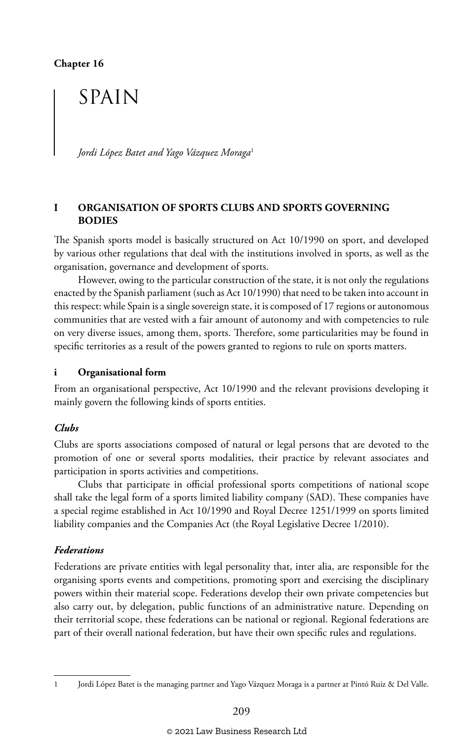Chapter 16

# SPAIN

*Jordi López Batet and Yago Vázquez Moraga*[1]

## I ORGANISATION OF SPORTS CLUBS AND SPORTS GOVERNING BODIES

The Spanish sports model is basically structured on Act 10/1990 on sport, and developed by various other regulations that deal with the institutions involved in sports, as well as the organisation, governance and development of sports.

However, owing to the particular construction of the state, it is not only the regulations enacted by the Spanish parliament (such as Act 10/1990) that need to be taken into account in this respect: while Spain is a single sovereign state, it is composed of 17 regions or autonomous communities that are vested with a fair amount of autonomy and with competencies to rule on very diverse issues, among them, sports. Therefore, some particularities may be found in specific territories as a result of the powers granted to regions to rule on sports matters.

### i Organisational form

From an organisational perspective, Act 10/1990 and the relevant provisions developing it mainly govern the following kinds of sports entities.

#### *Clubs*

Clubs are sports associations composed of natural or legal persons that are devoted to the promotion of one or several sports modalities, their practice by relevant associates and participation in sports activities and competitions.

Clubs that participate in official professional sports competitions of national scope shall take the legal form of a sports limited liability company (SAD). These companies have a special regime established in Act 10/1990 and Royal Decree 1251/1999 on sports limited liability companies and the Companies Act (the Royal Legislative Decree 1/2010).

#### *Federations*

Federations are private entities with legal personality that, inter alia, are responsible for the organising sports events and competitions, promoting sport and exercising the disciplinary powers within their material scope. Federations develop their own private competencies but also carry out, by delegation, public functions of an administrative nature. Depending on their territorial scope, these federations can be national or regional. Regional federations are part of their overall national federation, but have their own specific rules and regulations.

---

[1] Jordi López Batet is the managing partner and Yago Vázquez Moraga is a partner at Pintó Ruiz & Del Valle.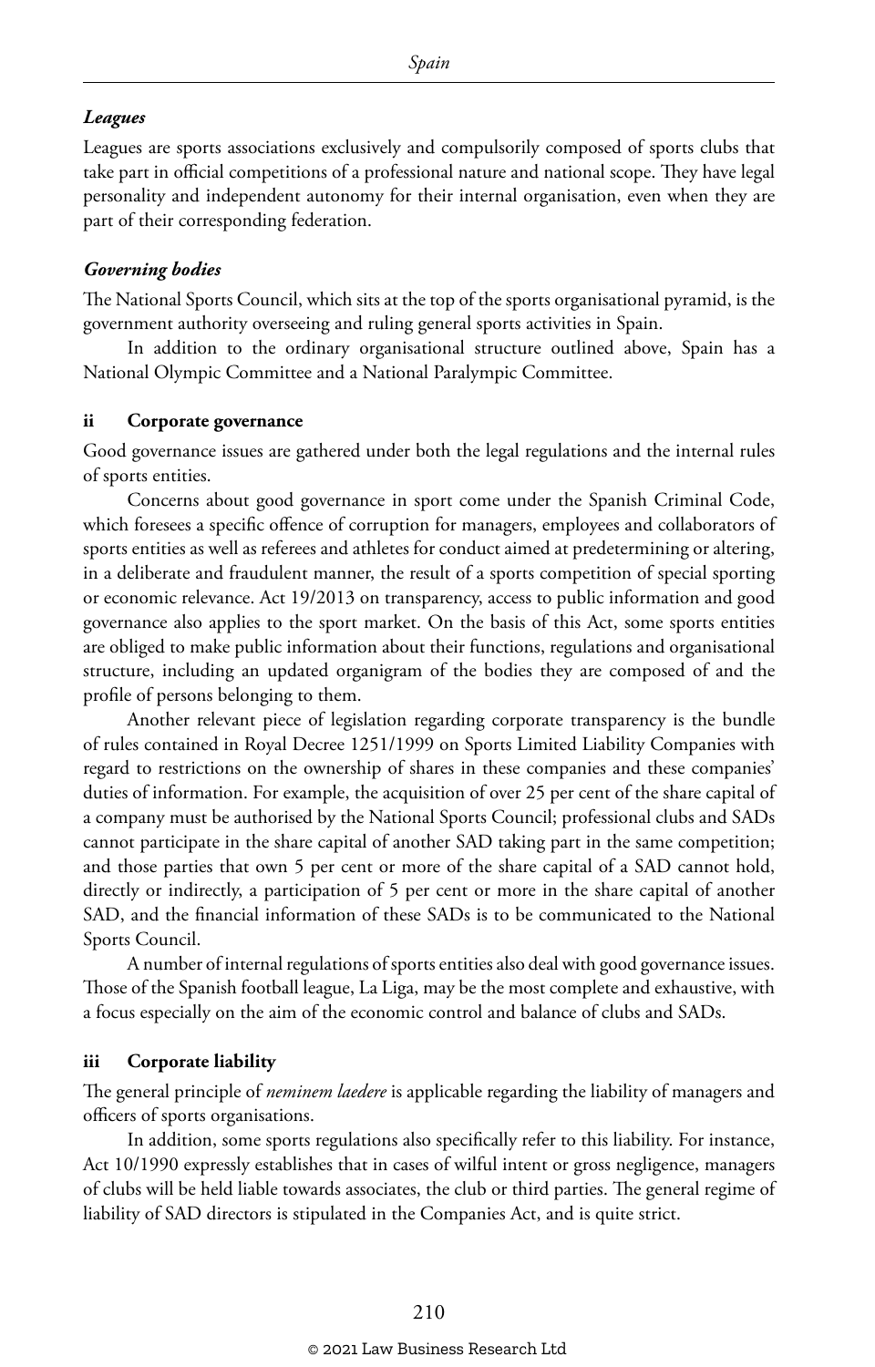#### *Leagues*

Leagues are sports associations exclusively and compulsorily composed of sports clubs that take part in official competitions of a professional nature and national scope. They have legal personality and independent autonomy for their internal organisation, even when they are part of their corresponding federation.

#### *Governing bodies*

The National Sports Council, which sits at the top of the sports organisational pyramid, is the government authority overseeing and ruling general sports activities in Spain.

In addition to the ordinary organisational structure outlined above, Spain has a National Olympic Committee and a National Paralympic Committee.

### ii Corporate governance

Good governance issues are gathered under both the legal regulations and the internal rules of sports entities.

Concerns about good governance in sport come under the Spanish Criminal Code, which foresees a specific offence of corruption for managers, employees and collaborators of sports entities as well as referees and athletes for conduct aimed at predetermining or altering, in a deliberate and fraudulent manner, the result of a sports competition of special sporting or economic relevance. Act 19/2013 on transparency, access to public information and good governance also applies to the sport market. On the basis of this Act, some sports entities are obliged to make public information about their functions, regulations and organisational structure, including an updated organigram of the bodies they are composed of and the profile of persons belonging to them.

Another relevant piece of legislation regarding corporate transparency is the bundle of rules contained in Royal Decree 1251/1999 on Sports Limited Liability Companies with regard to restrictions on the ownership of shares in these companies and these companies' duties of information. For example, the acquisition of over 25 per cent of the share capital of a company must be authorised by the National Sports Council; professional clubs and SADs cannot participate in the share capital of another SAD taking part in the same competition; and those parties that own 5 per cent or more of the share capital of a SAD cannot hold, directly or indirectly, a participation of 5 per cent or more in the share capital of another SAD, and the financial information of these SADs is to be communicated to the National Sports Council.

A number of internal regulations of sports entities also deal with good governance issues. Those of the Spanish football league, La Liga, may be the most complete and exhaustive, with a focus especially on the aim of the economic control and balance of clubs and SADs.

### iii Corporate liability

The general principle of *neminem laedere* is applicable regarding the liability of managers and officers of sports organisations.

In addition, some sports regulations also specifically refer to this liability. For instance, Act 10/1990 expressly establishes that in cases of wilful intent or gross negligence, managers of clubs will be held liable towards associates, the club or third parties. The general regime of liability of SAD directors is stipulated in the Companies Act, and is quite strict.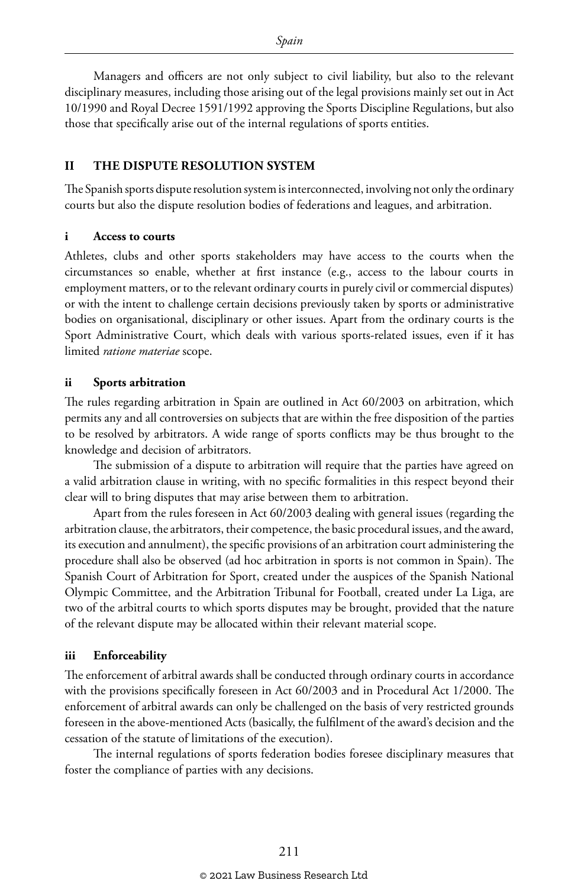Managers and officers are not only subject to civil liability, but also to the relevant disciplinary measures, including those arising out of the legal provisions mainly set out in Act 10/1990 and Royal Decree 1591/1992 approving the Sports Discipline Regulations, but also those that specifically arise out of the internal regulations of sports entities.

## II THE DISPUTE RESOLUTION SYSTEM

The Spanish sports dispute resolution system is interconnected, involving not only the ordinary courts but also the dispute resolution bodies of federations and leagues, and arbitration.

### i Access to courts

Athletes, clubs and other sports stakeholders may have access to the courts when the circumstances so enable, whether at first instance (e.g., access to the labour courts in employment matters, or to the relevant ordinary courts in purely civil or commercial disputes) or with the intent to challenge certain decisions previously taken by sports or administrative bodies on organisational, disciplinary or other issues. Apart from the ordinary courts is the Sport Administrative Court, which deals with various sports-related issues, even if it has limited *ratione materiae* scope.

### ii Sports arbitration

The rules regarding arbitration in Spain are outlined in Act 60/2003 on arbitration, which permits any and all controversies on subjects that are within the free disposition of the parties to be resolved by arbitrators. A wide range of sports conflicts may be thus brought to the knowledge and decision of arbitrators.

The submission of a dispute to arbitration will require that the parties have agreed on a valid arbitration clause in writing, with no specific formalities in this respect beyond their clear will to bring disputes that may arise between them to arbitration.

Apart from the rules foreseen in Act 60/2003 dealing with general issues (regarding the arbitration clause, the arbitrators, their competence, the basic procedural issues, and the award, its execution and annulment), the specific provisions of an arbitration court administering the procedure shall also be observed (ad hoc arbitration in sports is not common in Spain). The Spanish Court of Arbitration for Sport, created under the auspices of the Spanish National Olympic Committee, and the Arbitration Tribunal for Football, created under La Liga, are two of the arbitral courts to which sports disputes may be brought, provided that the nature of the relevant dispute may be allocated within their relevant material scope.

### iii Enforceability

The enforcement of arbitral awards shall be conducted through ordinary courts in accordance with the provisions specifically foreseen in Act 60/2003 and in Procedural Act 1/2000. The enforcement of arbitral awards can only be challenged on the basis of very restricted grounds foreseen in the above-mentioned Acts (basically, the fulfilment of the award's decision and the cessation of the statute of limitations of the execution).

The internal regulations of sports federation bodies foresee disciplinary measures that foster the compliance of parties with any decisions.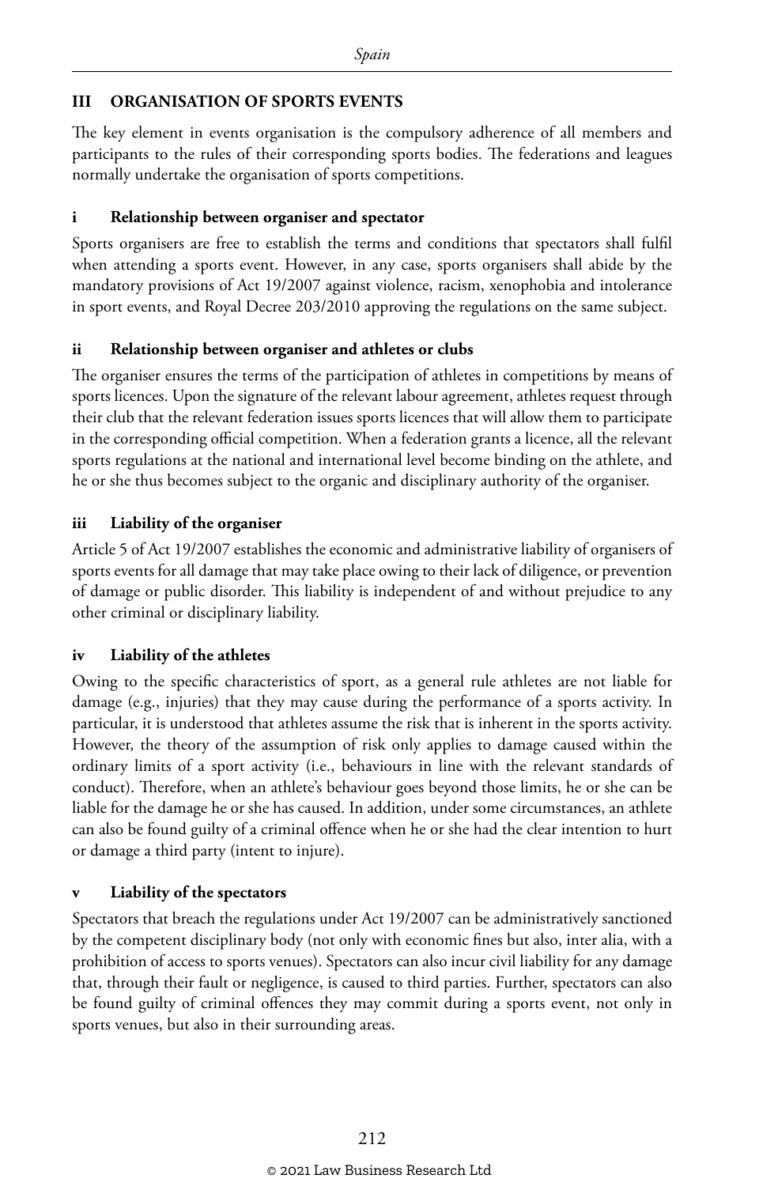## III ORGANISATION OF SPORTS EVENTS

The key element in events organisation is the compulsory adherence of all members and participants to the rules of their corresponding sports bodies. The federations and leagues normally undertake the organisation of sports competitions.

### i Relationship between organiser and spectator

Sports organisers are free to establish the terms and conditions that spectators shall fulfil when attending a sports event. However, in any case, sports organisers shall abide by the mandatory provisions of Act 19/2007 against violence, racism, xenophobia and intolerance in sport events, and Royal Decree 203/2010 approving the regulations on the same subject.

### ii Relationship between organiser and athletes or clubs

The organiser ensures the terms of the participation of athletes in competitions by means of sports licences. Upon the signature of the relevant labour agreement, athletes request through their club that the relevant federation issues sports licences that will allow them to participate in the corresponding official competition. When a federation grants a licence, all the relevant sports regulations at the national and international level become binding on the athlete, and he or she thus becomes subject to the organic and disciplinary authority of the organiser.

### iii Liability of the organiser

Article 5 of Act 19/2007 establishes the economic and administrative liability of organisers of sports events for all damage that may take place owing to their lack of diligence, or prevention of damage or public disorder. This liability is independent of and without prejudice to any other criminal or disciplinary liability.

### iv Liability of the athletes

Owing to the specific characteristics of sport, as a general rule athletes are not liable for damage (e.g., injuries) that they may cause during the performance of a sports activity. In particular, it is understood that athletes assume the risk that is inherent in the sports activity. However, the theory of the assumption of risk only applies to damage caused within the ordinary limits of a sport activity (i.e., behaviours in line with the relevant standards of conduct). Therefore, when an athlete's behaviour goes beyond those limits, he or she can be liable for the damage he or she has caused. In addition, under some circumstances, an athlete can also be found guilty of a criminal offence when he or she had the clear intention to hurt or damage a third party (intent to injure).

### v Liability of the spectators

Spectators that breach the regulations under Act 19/2007 can be administratively sanctioned by the competent disciplinary body (not only with economic fines but also, inter alia, with a prohibition of access to sports venues). Spectators can also incur civil liability for any damage that, through their fault or negligence, is caused to third parties. Further, spectators can also be found guilty of criminal offences they may commit during a sports event, not only in sports venues, but also in their surrounding areas.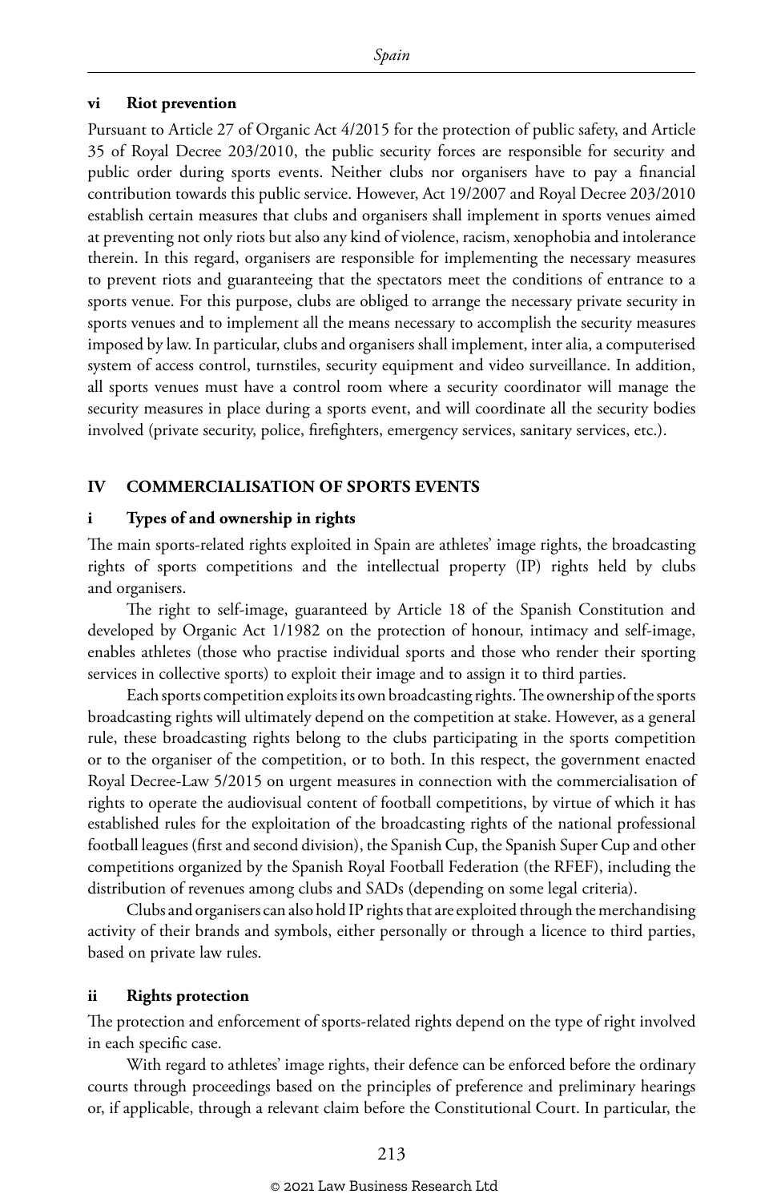### vi Riot prevention

Pursuant to Article 27 of Organic Act 4/2015 for the protection of public safety, and Article 35 of Royal Decree 203/2010, the public security forces are responsible for security and public order during sports events. Neither clubs nor organisers have to pay a financial contribution towards this public service. However, Act 19/2007 and Royal Decree 203/2010 establish certain measures that clubs and organisers shall implement in sports venues aimed at preventing not only riots but also any kind of violence, racism, xenophobia and intolerance therein. In this regard, organisers are responsible for implementing the necessary measures to prevent riots and guaranteeing that the spectators meet the conditions of entrance to a sports venue. For this purpose, clubs are obliged to arrange the necessary private security in sports venues and to implement all the means necessary to accomplish the security measures imposed by law. In particular, clubs and organisers shall implement, inter alia, a computerised system of access control, turnstiles, security equipment and video surveillance. In addition, all sports venues must have a control room where a security coordinator will manage the security measures in place during a sports event, and will coordinate all the security bodies involved (private security, police, firefighters, emergency services, sanitary services, etc.).

## IV COMMERCIALISATION OF SPORTS EVENTS

### i Types of and ownership in rights

The main sports-related rights exploited in Spain are athletes' image rights, the broadcasting rights of sports competitions and the intellectual property (IP) rights held by clubs and organisers.

The right to self-image, guaranteed by Article 18 of the Spanish Constitution and developed by Organic Act 1/1982 on the protection of honour, intimacy and self-image, enables athletes (those who practise individual sports and those who render their sporting services in collective sports) to exploit their image and to assign it to third parties.

Each sports competition exploits its own broadcasting rights. The ownership of the sports broadcasting rights will ultimately depend on the competition at stake. However, as a general rule, these broadcasting rights belong to the clubs participating in the sports competition or to the organiser of the competition, or to both. In this respect, the government enacted Royal Decree-Law 5/2015 on urgent measures in connection with the commercialisation of rights to operate the audiovisual content of football competitions, by virtue of which it has established rules for the exploitation of the broadcasting rights of the national professional football leagues (first and second division), the Spanish Cup, the Spanish Super Cup and other competitions organized by the Spanish Royal Football Federation (the RFEF), including the distribution of revenues among clubs and SADs (depending on some legal criteria).

Clubs and organisers can also hold IP rights that are exploited through the merchandising activity of their brands and symbols, either personally or through a licence to third parties, based on private law rules.

### ii Rights protection

The protection and enforcement of sports-related rights depend on the type of right involved in each specific case.

With regard to athletes' image rights, their defence can be enforced before the ordinary courts through proceedings based on the principles of preference and preliminary hearings or, if applicable, through a relevant claim before the Constitutional Court. In particular, the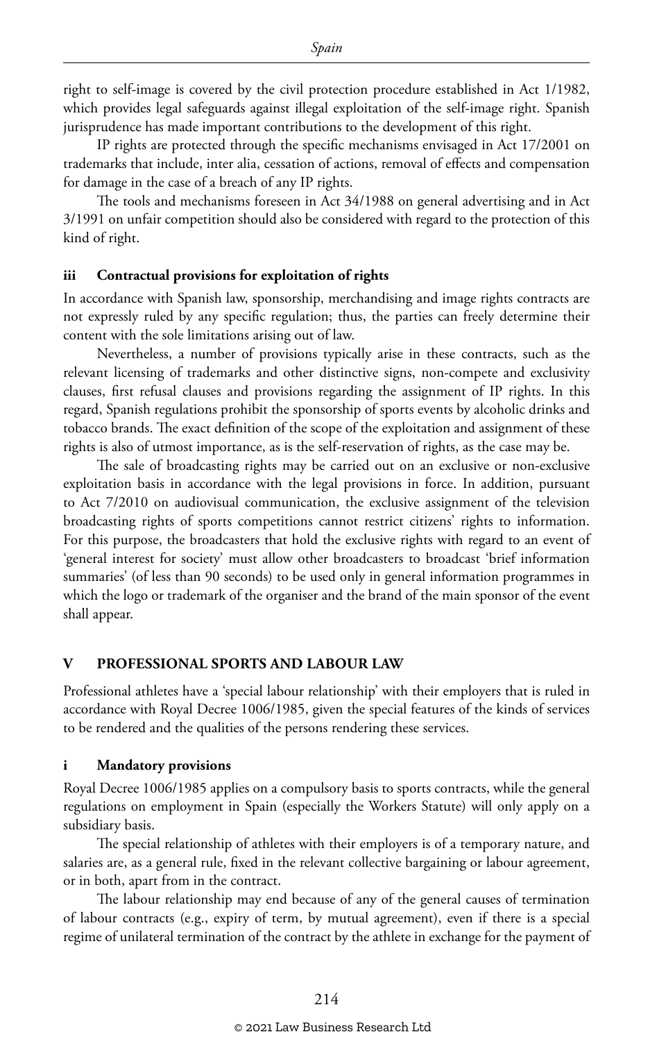right to self-image is covered by the civil protection procedure established in Act 1/1982, which provides legal safeguards against illegal exploitation of the self-image right. Spanish jurisprudence has made important contributions to the development of this right.

IP rights are protected through the specific mechanisms envisaged in Act 17/2001 on trademarks that include, inter alia, cessation of actions, removal of effects and compensation for damage in the case of a breach of any IP rights.

The tools and mechanisms foreseen in Act 34/1988 on general advertising and in Act 3/1991 on unfair competition should also be considered with regard to the protection of this kind of right.

### iii Contractual provisions for exploitation of rights

In accordance with Spanish law, sponsorship, merchandising and image rights contracts are not expressly ruled by any specific regulation; thus, the parties can freely determine their content with the sole limitations arising out of law.

Nevertheless, a number of provisions typically arise in these contracts, such as the relevant licensing of trademarks and other distinctive signs, non-compete and exclusivity clauses, first refusal clauses and provisions regarding the assignment of IP rights. In this regard, Spanish regulations prohibit the sponsorship of sports events by alcoholic drinks and tobacco brands. The exact definition of the scope of the exploitation and assignment of these rights is also of utmost importance, as is the self-reservation of rights, as the case may be.

The sale of broadcasting rights may be carried out on an exclusive or non-exclusive exploitation basis in accordance with the legal provisions in force. In addition, pursuant to Act 7/2010 on audiovisual communication, the exclusive assignment of the television broadcasting rights of sports competitions cannot restrict citizens' rights to information. For this purpose, the broadcasters that hold the exclusive rights with regard to an event of 'general interest for society' must allow other broadcasters to broadcast 'brief information summaries' (of less than 90 seconds) to be used only in general information programmes in which the logo or trademark of the organiser and the brand of the main sponsor of the event shall appear.

## V PROFESSIONAL SPORTS AND LABOUR LAW

Professional athletes have a 'special labour relationship' with their employers that is ruled in accordance with Royal Decree 1006/1985, given the special features of the kinds of services to be rendered and the qualities of the persons rendering these services.

### i Mandatory provisions

Royal Decree 1006/1985 applies on a compulsory basis to sports contracts, while the general regulations on employment in Spain (especially the Workers Statute) will only apply on a subsidiary basis.

The special relationship of athletes with their employers is of a temporary nature, and salaries are, as a general rule, fixed in the relevant collective bargaining or labour agreement, or in both, apart from in the contract.

The labour relationship may end because of any of the general causes of termination of labour contracts (e.g., expiry of term, by mutual agreement), even if there is a special regime of unilateral termination of the contract by the athlete in exchange for the payment of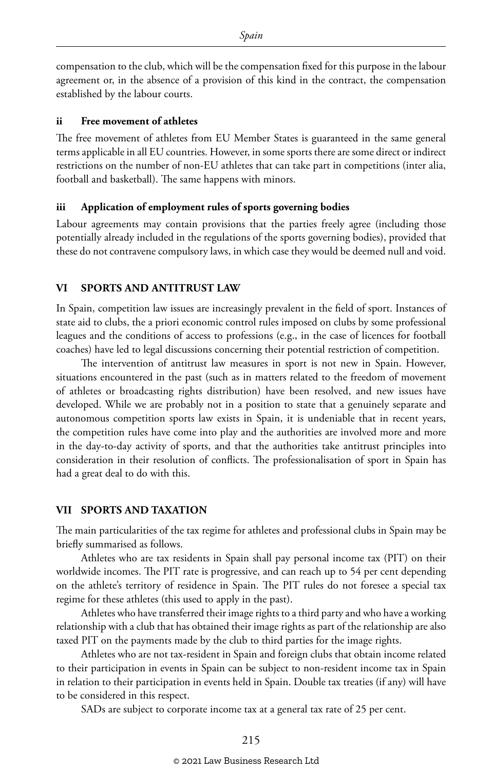compensation to the club, which will be the compensation fixed for this purpose in the labour agreement or, in the absence of a provision of this kind in the contract, the compensation established by the labour courts.

### ii Free movement of athletes

The free movement of athletes from EU Member States is guaranteed in the same general terms applicable in all EU countries. However, in some sports there are some direct or indirect restrictions on the number of non-EU athletes that can take part in competitions (inter alia, football and basketball). The same happens with minors.

### iii Application of employment rules of sports governing bodies

Labour agreements may contain provisions that the parties freely agree (including those potentially already included in the regulations of the sports governing bodies), provided that these do not contravene compulsory laws, in which case they would be deemed null and void.

## VI SPORTS AND ANTITRUST LAW

In Spain, competition law issues are increasingly prevalent in the field of sport. Instances of state aid to clubs, the a priori economic control rules imposed on clubs by some professional leagues and the conditions of access to professions (e.g., in the case of licences for football coaches) have led to legal discussions concerning their potential restriction of competition.

The intervention of antitrust law measures in sport is not new in Spain. However, situations encountered in the past (such as in matters related to the freedom of movement of athletes or broadcasting rights distribution) have been resolved, and new issues have developed. While we are probably not in a position to state that a genuinely separate and autonomous competition sports law exists in Spain, it is undeniable that in recent years, the competition rules have come into play and the authorities are involved more and more in the day-to-day activity of sports, and that the authorities take antitrust principles into consideration in their resolution of conflicts. The professionalisation of sport in Spain has had a great deal to do with this.

## VII SPORTS AND TAXATION

The main particularities of the tax regime for athletes and professional clubs in Spain may be briefly summarised as follows.

Athletes who are tax residents in Spain shall pay personal income tax (PIT) on their worldwide incomes. The PIT rate is progressive, and can reach up to 54 per cent depending on the athlete's territory of residence in Spain. The PIT rules do not foresee a special tax regime for these athletes (this used to apply in the past).

Athletes who have transferred their image rights to a third party and who have a working relationship with a club that has obtained their image rights as part of the relationship are also taxed PIT on the payments made by the club to third parties for the image rights.

Athletes who are not tax-resident in Spain and foreign clubs that obtain income related to their participation in events in Spain can be subject to non-resident income tax in Spain in relation to their participation in events held in Spain. Double tax treaties (if any) will have to be considered in this respect.

SADs are subject to corporate income tax at a general tax rate of 25 per cent.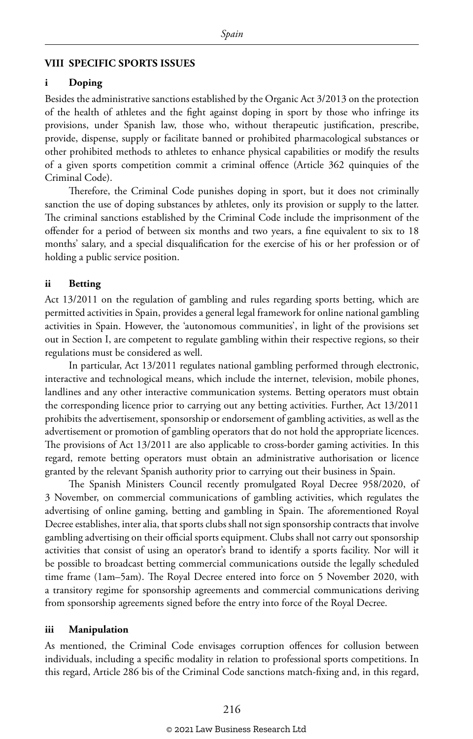## VIII SPECIFIC SPORTS ISSUES

### i Doping

Besides the administrative sanctions established by the Organic Act 3/2013 on the protection of the health of athletes and the fight against doping in sport by those who infringe its provisions, under Spanish law, those who, without therapeutic justification, prescribe, provide, dispense, supply or facilitate banned or prohibited pharmacological substances or other prohibited methods to athletes to enhance physical capabilities or modify the results of a given sports competition commit a criminal offence (Article 362 quinquies of the Criminal Code).

Therefore, the Criminal Code punishes doping in sport, but it does not criminally sanction the use of doping substances by athletes, only its provision or supply to the latter. The criminal sanctions established by the Criminal Code include the imprisonment of the offender for a period of between six months and two years, a fine equivalent to six to 18 months' salary, and a special disqualification for the exercise of his or her profession or of holding a public service position.

### ii Betting

Act 13/2011 on the regulation of gambling and rules regarding sports betting, which are permitted activities in Spain, provides a general legal framework for online national gambling activities in Spain. However, the 'autonomous communities', in light of the provisions set out in Section I, are competent to regulate gambling within their respective regions, so their regulations must be considered as well.

In particular, Act 13/2011 regulates national gambling performed through electronic, interactive and technological means, which include the internet, television, mobile phones, landlines and any other interactive communication systems. Betting operators must obtain the corresponding licence prior to carrying out any betting activities. Further, Act 13/2011 prohibits the advertisement, sponsorship or endorsement of gambling activities, as well as the advertisement or promotion of gambling operators that do not hold the appropriate licences. The provisions of Act 13/2011 are also applicable to cross-border gaming activities. In this regard, remote betting operators must obtain an administrative authorisation or licence granted by the relevant Spanish authority prior to carrying out their business in Spain.

The Spanish Ministers Council recently promulgated Royal Decree 958/2020, of 3 November, on commercial communications of gambling activities, which regulates the advertising of online gaming, betting and gambling in Spain. The aforementioned Royal Decree establishes, inter alia, that sports clubs shall not sign sponsorship contracts that involve gambling advertising on their official sports equipment. Clubs shall not carry out sponsorship activities that consist of using an operator's brand to identify a sports facility. Nor will it be possible to broadcast betting commercial communications outside the legally scheduled time frame (1am–5am). The Royal Decree entered into force on 5 November 2020, with a transitory regime for sponsorship agreements and commercial communications deriving from sponsorship agreements signed before the entry into force of the Royal Decree.

### iii Manipulation

As mentioned, the Criminal Code envisages corruption offences for collusion between individuals, including a specific modality in relation to professional sports competitions. In this regard, Article 286 bis of the Criminal Code sanctions match-fixing and, in this regard,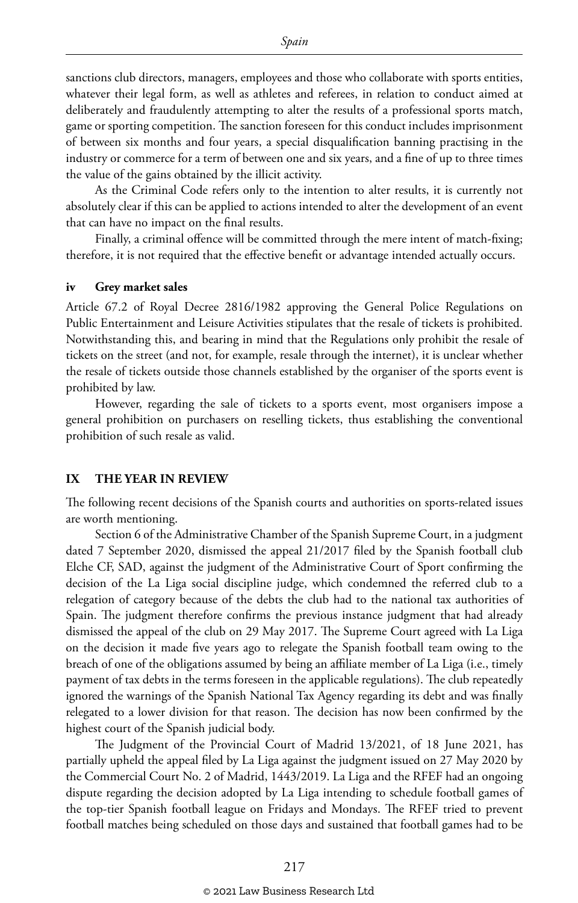sanctions club directors, managers, employees and those who collaborate with sports entities, whatever their legal form, as well as athletes and referees, in relation to conduct aimed at deliberately and fraudulently attempting to alter the results of a professional sports match, game or sporting competition. The sanction foreseen for this conduct includes imprisonment of between six months and four years, a special disqualification banning practising in the industry or commerce for a term of between one and six years, and a fine of up to three times the value of the gains obtained by the illicit activity.

As the Criminal Code refers only to the intention to alter results, it is currently not absolutely clear if this can be applied to actions intended to alter the development of an event that can have no impact on the final results.

Finally, a criminal offence will be committed through the mere intent of match-fixing; therefore, it is not required that the effective benefit or advantage intended actually occurs.

### iv Grey market sales

Article 67.2 of Royal Decree 2816/1982 approving the General Police Regulations on Public Entertainment and Leisure Activities stipulates that the resale of tickets is prohibited. Notwithstanding this, and bearing in mind that the Regulations only prohibit the resale of tickets on the street (and not, for example, resale through the internet), it is unclear whether the resale of tickets outside those channels established by the organiser of the sports event is prohibited by law.

However, regarding the sale of tickets to a sports event, most organisers impose a general prohibition on purchasers on reselling tickets, thus establishing the conventional prohibition of such resale as valid.

## IX THE YEAR IN REVIEW

The following recent decisions of the Spanish courts and authorities on sports-related issues are worth mentioning.

Section 6 of the Administrative Chamber of the Spanish Supreme Court, in a judgment dated 7 September 2020, dismissed the appeal 21/2017 filed by the Spanish football club Elche CF, SAD, against the judgment of the Administrative Court of Sport confirming the decision of the La Liga social discipline judge, which condemned the referred club to a relegation of category because of the debts the club had to the national tax authorities of Spain. The judgment therefore confirms the previous instance judgment that had already dismissed the appeal of the club on 29 May 2017. The Supreme Court agreed with La Liga on the decision it made five years ago to relegate the Spanish football team owing to the breach of one of the obligations assumed by being an affiliate member of La Liga (i.e., timely payment of tax debts in the terms foreseen in the applicable regulations). The club repeatedly ignored the warnings of the Spanish National Tax Agency regarding its debt and was finally relegated to a lower division for that reason. The decision has now been confirmed by the highest court of the Spanish judicial body.

The Judgment of the Provincial Court of Madrid 13/2021, of 18 June 2021, has partially upheld the appeal filed by La Liga against the judgment issued on 27 May 2020 by the Commercial Court No. 2 of Madrid, 1443/2019. La Liga and the RFEF had an ongoing dispute regarding the decision adopted by La Liga intending to schedule football games of the top-tier Spanish football league on Fridays and Mondays. The RFEF tried to prevent football matches being scheduled on those days and sustained that football games had to be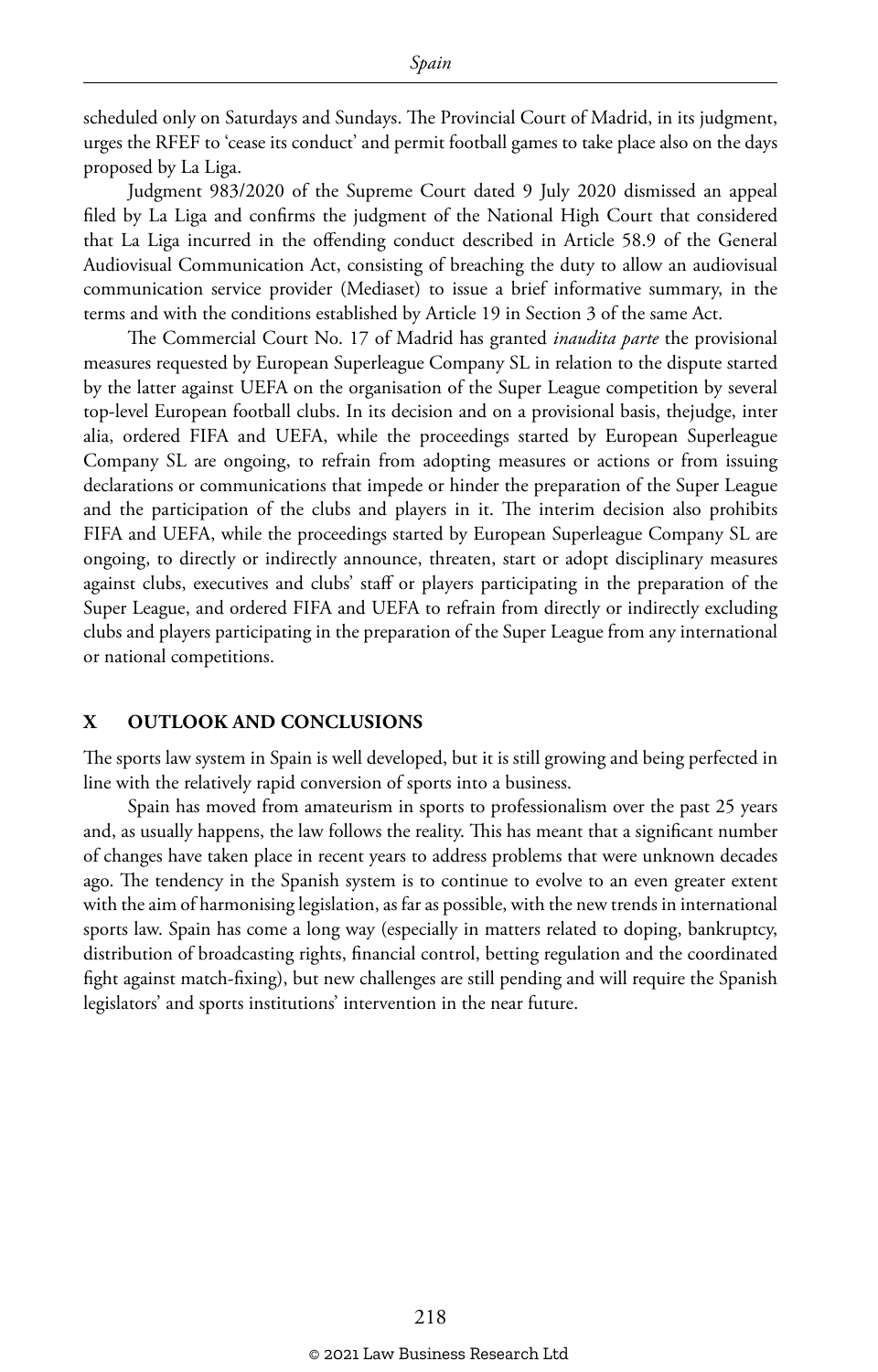scheduled only on Saturdays and Sundays. The Provincial Court of Madrid, in its judgment, urges the RFEF to 'cease its conduct' and permit football games to take place also on the days proposed by La Liga.

Judgment 983/2020 of the Supreme Court dated 9 July 2020 dismissed an appeal filed by La Liga and confirms the judgment of the National High Court that considered that La Liga incurred in the offending conduct described in Article 58.9 of the General Audiovisual Communication Act, consisting of breaching the duty to allow an audiovisual communication service provider (Mediaset) to issue a brief informative summary, in the terms and with the conditions established by Article 19 in Section 3 of the same Act.

The Commercial Court No. 17 of Madrid has granted *inaudita parte* the provisional measures requested by European Superleague Company SL in relation to the dispute started by the latter against UEFA on the organisation of the Super League competition by several top-level European football clubs. In its decision and on a provisional basis, thejudge, inter alia, ordered FIFA and UEFA, while the proceedings started by European Superleague Company SL are ongoing, to refrain from adopting measures or actions or from issuing declarations or communications that impede or hinder the preparation of the Super League and the participation of the clubs and players in it. The interim decision also prohibits FIFA and UEFA, while the proceedings started by European Superleague Company SL are ongoing, to directly or indirectly announce, threaten, start or adopt disciplinary measures against clubs, executives and clubs' staff or players participating in the preparation of the Super League, and ordered FIFA and UEFA to refrain from directly or indirectly excluding clubs and players participating in the preparation of the Super League from any international or national competitions.

## X OUTLOOK AND CONCLUSIONS

The sports law system in Spain is well developed, but it is still growing and being perfected in line with the relatively rapid conversion of sports into a business.

Spain has moved from amateurism in sports to professionalism over the past 25 years and, as usually happens, the law follows the reality. This has meant that a significant number of changes have taken place in recent years to address problems that were unknown decades ago. The tendency in the Spanish system is to continue to evolve to an even greater extent with the aim of harmonising legislation, as far as possible, with the new trends in international sports law. Spain has come a long way (especially in matters related to doping, bankruptcy, distribution of broadcasting rights, financial control, betting regulation and the coordinated fight against match-fixing), but new challenges are still pending and will require the Spanish legislators' and sports institutions' intervention in the near future.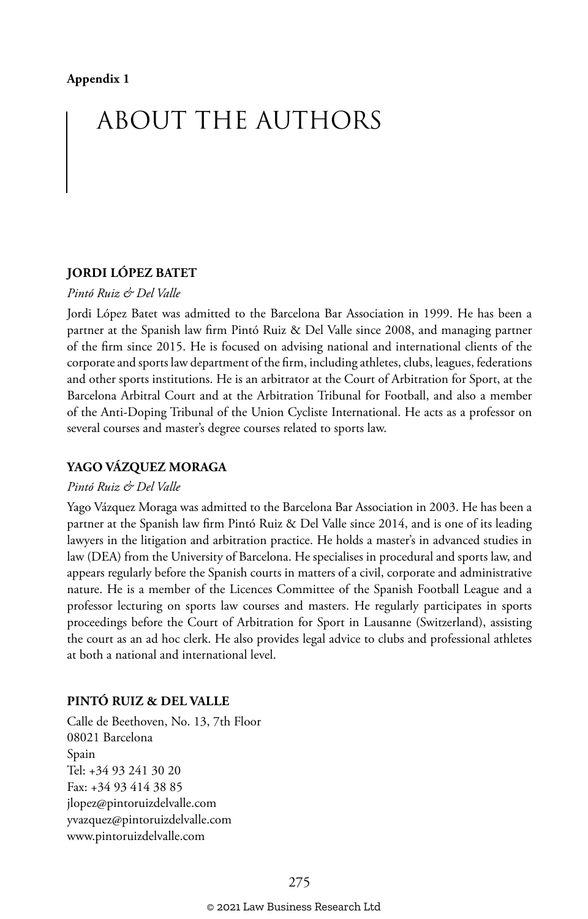**Appendix 1**

# ABOUT THE AUTHORS

### JORDI LÓPEZ BATET

*Pintó Ruiz & Del Valle*

Jordi López Batet was admitted to the Barcelona Bar Association in 1999. He has been a partner at the Spanish law firm Pintó Ruiz & Del Valle since 2008, and managing partner of the firm since 2015. He is focused on advising national and international clients of the corporate and sports law department of the firm, including athletes, clubs, leagues, federations and other sports institutions. He is an arbitrator at the Court of Arbitration for Sport, at the Barcelona Arbitral Court and at the Arbitration Tribunal for Football, and also a member of the Anti-Doping Tribunal of the Union Cycliste International. He acts as a professor on several courses and master's degree courses related to sports law.

### YAGO VÁZQUEZ MORAGA

*Pintó Ruiz & Del Valle*

Yago Vázquez Moraga was admitted to the Barcelona Bar Association in 2003. He has been a partner at the Spanish law firm Pintó Ruiz & Del Valle since 2014, and is one of its leading lawyers in the litigation and arbitration practice. He holds a master's in advanced studies in law (DEA) from the University of Barcelona. He specialises in procedural and sports law, and appears regularly before the Spanish courts in matters of a civil, corporate and administrative nature. He is a member of the Licences Committee of the Spanish Football League and a professor lecturing on sports law courses and masters. He regularly participates in sports proceedings before the Court of Arbitration for Sport in Lausanne (Switzerland), assisting the court as an ad hoc clerk. He also provides legal advice to clubs and professional athletes at both a national and international level.

### PINTÓ RUIZ & DEL VALLE

Calle de Beethoven, No. 13, 7th Floor
08021 Barcelona
Spain
Tel: +34 93 241 30 20
Fax: +34 93 414 38 85
jlopez@pintoruizdelvalle.com
yvazquez@pintoruizdelvalle.com
www.pintoruizdelvalle.com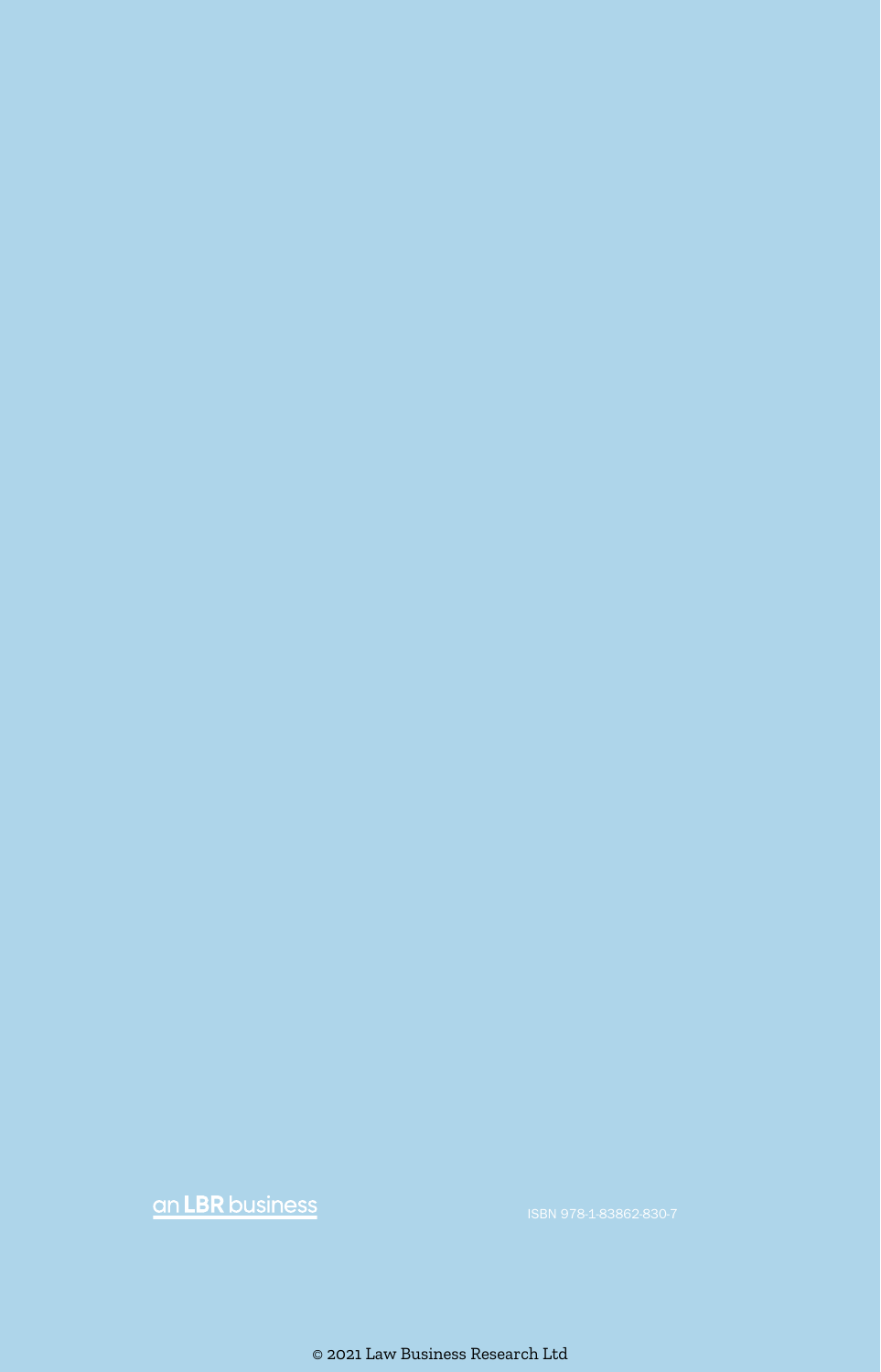an LBR business

ISBN 978-1-83862-830-7

© 2021 Law Business Research Ltd